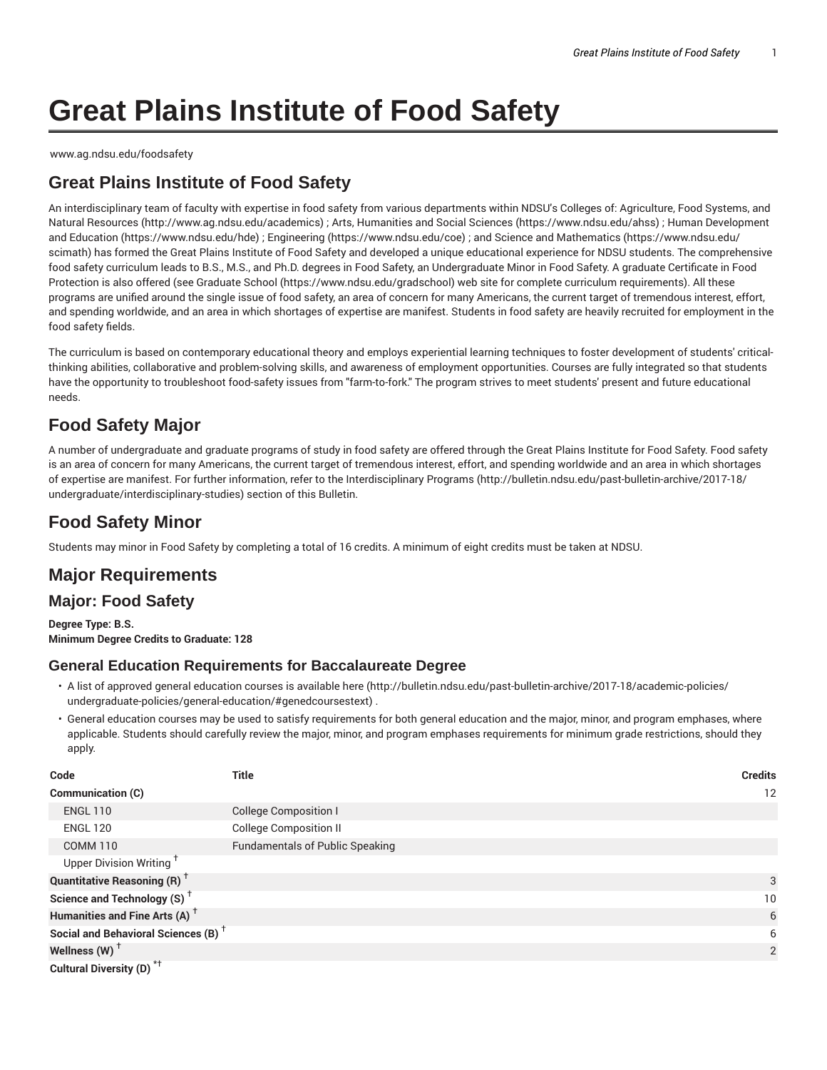# Great Plains Institute of Food Safety

www.ag.ndsu.edu/foodsafety

## Great Plains Institute of Food Safety

An interdisciplinary team of faculty with expertise in food safety from various departments within NDSU's Colleges of: Agriculture, Food Systems, and Natural Resources (http://www.ag.ndsu.edu/academics) ; Arts, Humanities and Social Sciences (https://www.ndsu.edu/ahss) ; Human Development and Education (https://www.ndsu.edu/hde) ; Engineering (https://www.ndsu.edu/coe) ; and Science and Mathematics (https://www.ndsu.edu/scimath) has formed the Great Plains Institute of Food Safety and developed a unique educational experience for NDSU students. The comprehensive food safety curriculum leads to B.S., M.S., and Ph.D. degrees in Food Safety, an Undergraduate Minor in Food Safety. A graduate Certificate in Food Protection is also offered (see Graduate School (https://www.ndsu.edu/gradschool) web site for complete curriculum requirements). All these programs are unified around the single issue of food safety, an area of concern for many Americans, the current target of tremendous interest, effort, and spending worldwide, and an area in which shortages of expertise are manifest. Students in food safety are heavily recruited for employment in the food safety fields.

The curriculum is based on contemporary educational theory and employs experiential learning techniques to foster development of students' critical-thinking abilities, collaborative and problem-solving skills, and awareness of employment opportunities. Courses are fully integrated so that students have the opportunity to troubleshoot food-safety issues from "farm-to-fork." The program strives to meet students' present and future educational needs.

## Food Safety Major

A number of undergraduate and graduate programs of study in food safety are offered through the Great Plains Institute for Food Safety. Food safety is an area of concern for many Americans, the current target of tremendous interest, effort, and spending worldwide and an area in which shortages of expertise are manifest. For further information, refer to the Interdisciplinary Programs (http://bulletin.ndsu.edu/past-bulletin-archive/2017-18/undergraduate/interdisciplinary-studies) section of this Bulletin.

## Food Safety Minor

Students may minor in Food Safety by completing a total of 16 credits. A minimum of eight credits must be taken at NDSU.

## Major Requirements

## Major: Food Safety

**Degree Type: B.S.**
**Minimum Degree Credits to Graduate: 128**

### General Education Requirements for Baccalaureate Degree

- A list of approved general education courses is available here (http://bulletin.ndsu.edu/past-bulletin-archive/2017-18/academic-policies/undergraduate-policies/general-education/#genedcoursestext) .
- General education courses may be used to satisfy requirements for both general education and the major, minor, and program emphases, where applicable. Students should carefully review the major, minor, and program emphases requirements for minimum grade restrictions, should they apply.

| Code | Title | Credits |
|---|---|---|
| **Communication (C)** | | 12 |
| ENGL 110 | College Composition I | |
| ENGL 120 | College Composition II | |
| COMM 110 | Fundamentals of Public Speaking | |
| Upper Division Writing † | | |
| **Quantitative Reasoning (R) †** | | 3 |
| **Science and Technology (S) †** | | 10 |
| **Humanities and Fine Arts (A) †** | | 6 |
| **Social and Behavioral Sciences (B) †** | | 6 |
| **Wellness (W) †** | | 2 |
| **Cultural Diversity (D) *†** | | |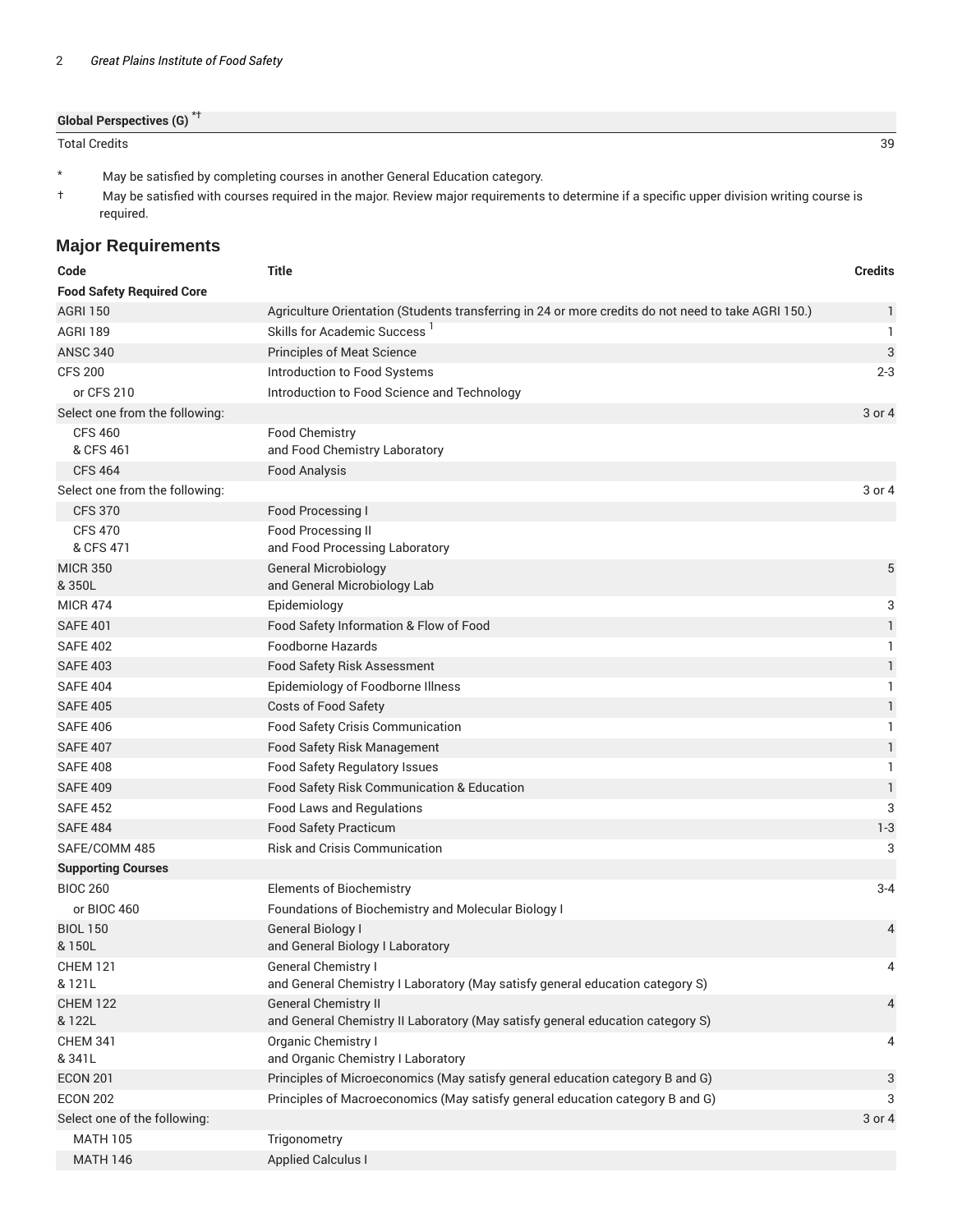| | |
|---|---|
| **Global Perspectives (G)** *† | |
| Total Credits | 39 |

\* May be satisfied by completing courses in another General Education category.

† May be satisfied with courses required in the major. Review major requirements to determine if a specific upper division writing course is required.

## Major Requirements

| Code | Title | Credits |
|---|---|---|
| **Food Safety Required Core** | | |
| AGRI 150 | Agriculture Orientation (Students transferring in 24 or more credits do not need to take AGRI 150.) | 1 |
| AGRI 189 | Skills for Academic Success [1] | 1 |
| ANSC 340 | Principles of Meat Science | 3 |
| CFS 200 | Introduction to Food Systems | 2-3 |
| or CFS 210 | Introduction to Food Science and Technology | |
| Select one from the following: | | 3 or 4 |
| CFS 460 & CFS 461 | Food Chemistry and Food Chemistry Laboratory | |
| CFS 464 | Food Analysis | |
| Select one from the following: | | 3 or 4 |
| CFS 370 | Food Processing I | |
| CFS 470 & CFS 471 | Food Processing II and Food Processing Laboratory | |
| MICR 350 & 350L | General Microbiology and General Microbiology Lab | 5 |
| MICR 474 | Epidemiology | 3 |
| SAFE 401 | Food Safety Information & Flow of Food | 1 |
| SAFE 402 | Foodborne Hazards | 1 |
| SAFE 403 | Food Safety Risk Assessment | 1 |
| SAFE 404 | Epidemiology of Foodborne Illness | 1 |
| SAFE 405 | Costs of Food Safety | 1 |
| SAFE 406 | Food Safety Crisis Communication | 1 |
| SAFE 407 | Food Safety Risk Management | 1 |
| SAFE 408 | Food Safety Regulatory Issues | 1 |
| SAFE 409 | Food Safety Risk Communication & Education | 1 |
| SAFE 452 | Food Laws and Regulations | 3 |
| SAFE 484 | Food Safety Practicum | 1-3 |
| SAFE/COMM 485 | Risk and Crisis Communication | 3 |
| **Supporting Courses** | | |
| BIOC 260 | Elements of Biochemistry | 3-4 |
| or BIOC 460 | Foundations of Biochemistry and Molecular Biology I | |
| BIOL 150 & 150L | General Biology I and General Biology I Laboratory | 4 |
| CHEM 121 & 121L | General Chemistry I and General Chemistry I Laboratory (May satisfy general education category S) | 4 |
| CHEM 122 & 122L | General Chemistry II and General Chemistry II Laboratory (May satisfy general education category S) | 4 |
| CHEM 341 & 341L | Organic Chemistry I and Organic Chemistry I Laboratory | 4 |
| ECON 201 | Principles of Microeconomics (May satisfy general education category B and G) | 3 |
| ECON 202 | Principles of Macroeconomics (May satisfy general education category B and G) | 3 |
| Select one of the following: | | 3 or 4 |
| MATH 105 | Trigonometry | |
| MATH 146 | Applied Calculus I | |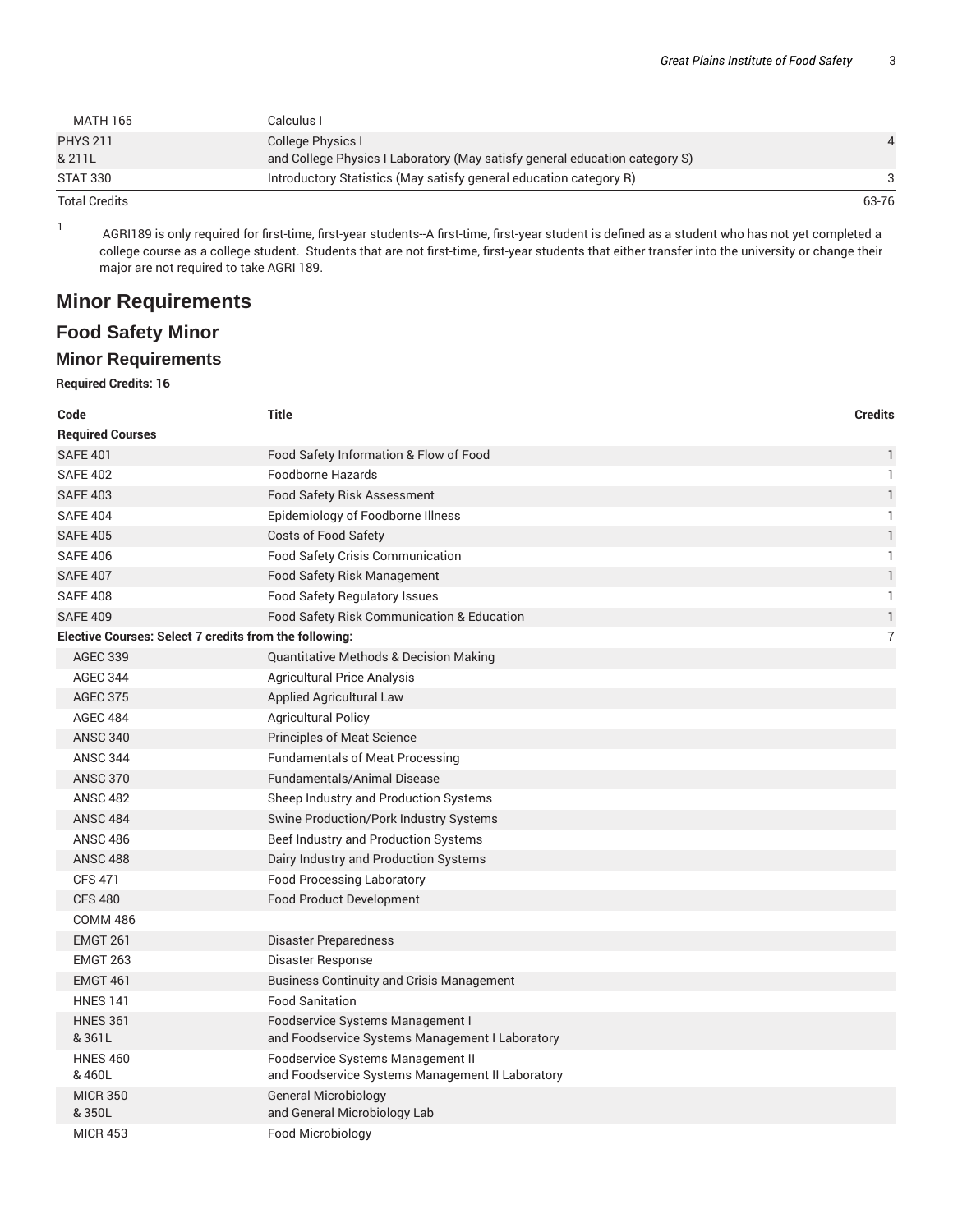| | | |
|---|---|---|
| MATH 165 | Calculus I | |
| PHYS 211 & 211L | College Physics I and College Physics I Laboratory (May satisfy general education category S) | 4 |
| STAT 330 | Introductory Statistics (May satisfy general education category R) | 3 |
| Total Credits | | 63-76 |

1 AGRI189 is only required for first-time, first-year students--A first-time, first-year student is defined as a student who has not yet completed a college course as a college student. Students that are not first-time, first-year students that either transfer into the university or change their major are not required to take AGRI 189.

# Minor Requirements

## Food Safety Minor

### Minor Requirements

**Required Credits: 16**

| Code | Title | Credits |
|---|---|---|
| **Required Courses** | | |
| SAFE 401 | Food Safety Information & Flow of Food | 1 |
| SAFE 402 | Foodborne Hazards | 1 |
| SAFE 403 | Food Safety Risk Assessment | 1 |
| SAFE 404 | Epidemiology of Foodborne Illness | 1 |
| SAFE 405 | Costs of Food Safety | 1 |
| SAFE 406 | Food Safety Crisis Communication | 1 |
| SAFE 407 | Food Safety Risk Management | 1 |
| SAFE 408 | Food Safety Regulatory Issues | 1 |
| SAFE 409 | Food Safety Risk Communication & Education | 1 |
| **Elective Courses: Select 7 credits from the following:** | | 7 |
| AGEC 339 | Quantitative Methods & Decision Making | |
| AGEC 344 | Agricultural Price Analysis | |
| AGEC 375 | Applied Agricultural Law | |
| AGEC 484 | Agricultural Policy | |
| ANSC 340 | Principles of Meat Science | |
| ANSC 344 | Fundamentals of Meat Processing | |
| ANSC 370 | Fundamentals/Animal Disease | |
| ANSC 482 | Sheep Industry and Production Systems | |
| ANSC 484 | Swine Production/Pork Industry Systems | |
| ANSC 486 | Beef Industry and Production Systems | |
| ANSC 488 | Dairy Industry and Production Systems | |
| CFS 471 | Food Processing Laboratory | |
| CFS 480 | Food Product Development | |
| COMM 486 | | |
| EMGT 261 | Disaster Preparedness | |
| EMGT 263 | Disaster Response | |
| EMGT 461 | Business Continuity and Crisis Management | |
| HNES 141 | Food Sanitation | |
| HNES 361 & 361L | Foodservice Systems Management I and Foodservice Systems Management I Laboratory | |
| HNES 460 & 460L | Foodservice Systems Management II and Foodservice Systems Management II Laboratory | |
| MICR 350 & 350L | General Microbiology and General Microbiology Lab | |
| MICR 453 | Food Microbiology | |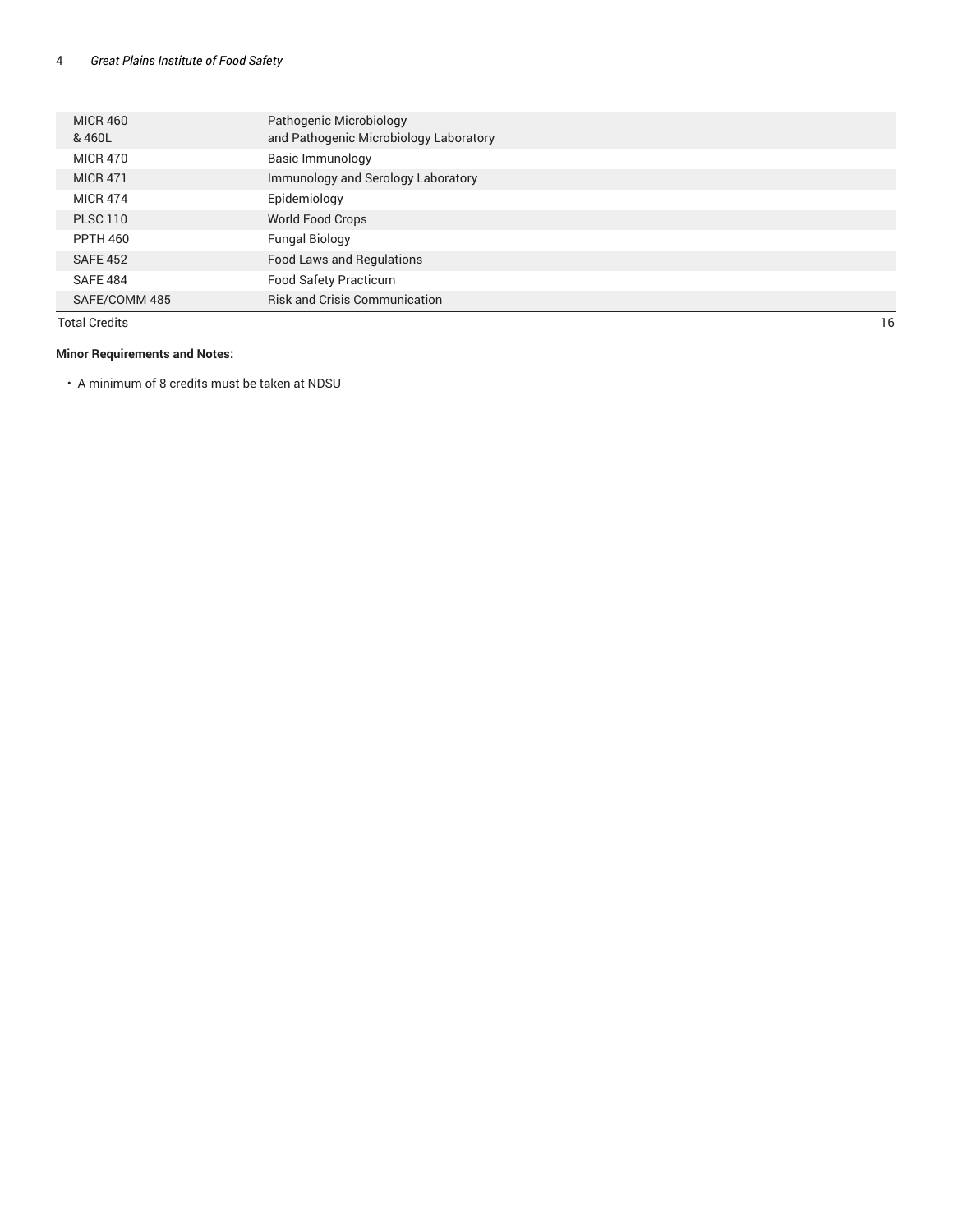| | | |
|---|---|---|
| MICR 460 & 460L | Pathogenic Microbiology and Pathogenic Microbiology Laboratory | |
| MICR 470 | Basic Immunology | |
| MICR 471 | Immunology and Serology Laboratory | |
| MICR 474 | Epidemiology | |
| PLSC 110 | World Food Crops | |
| PPTH 460 | Fungal Biology | |
| SAFE 452 | Food Laws and Regulations | |
| SAFE 484 | Food Safety Practicum | |
| SAFE/COMM 485 | Risk and Crisis Communication | |
| Total Credits | | 16 |

**Minor Requirements and Notes:**

- A minimum of 8 credits must be taken at NDSU